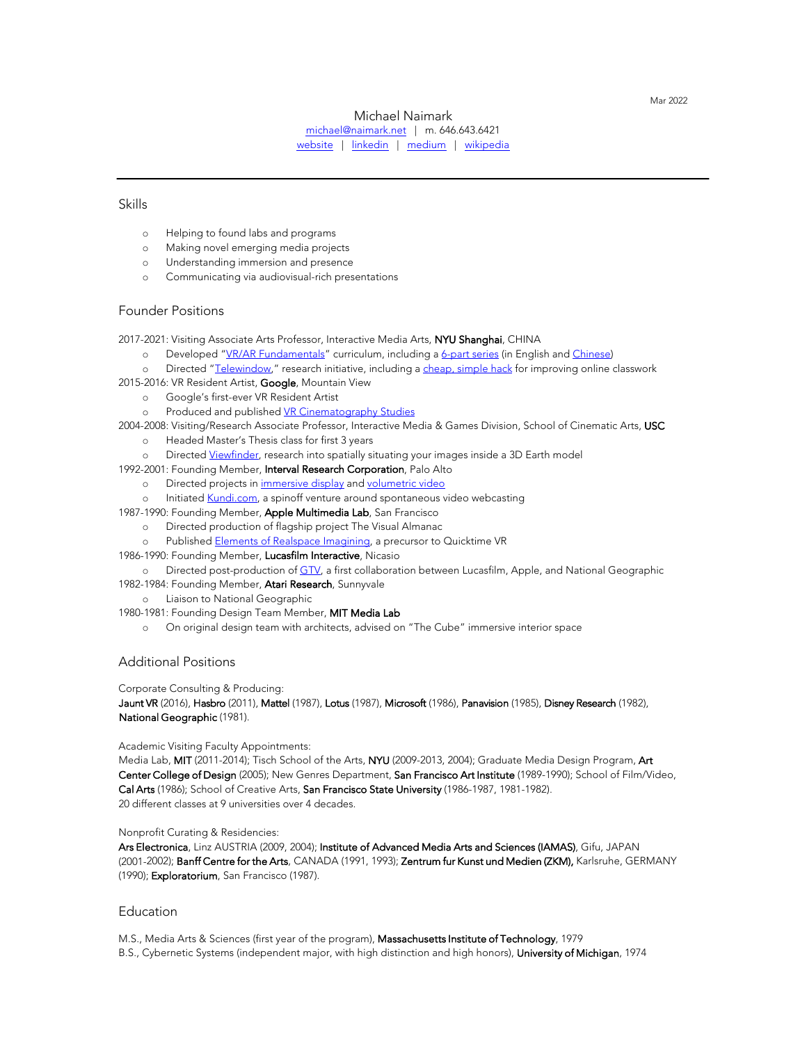Mar 2022

# Michael Naimark

michael@naimark.net | m. 646.643.6421

website | linkedin | medium | wikipedia

---

## Skills

- Helping to found labs and programs
- Making novel emerging media projects
- Understanding immersion and presence
- Communicating via audiovisual-rich presentations

## Founder Positions

2017-2021: Visiting Associate Arts Professor, Interactive Media Arts, **NYU Shanghai**, CHINA
- Developed "VR/AR Fundamentals" curriculum, including a 6-part series (in English and Chinese)
- Directed "Telewindow," research initiative, including a cheap, simple hack for improving online classwork

2015-2016: VR Resident Artist, **Google**, Mountain View
- Google's first-ever VR Resident Artist
- Produced and published VR Cinematography Studies

2004-2008: Visiting/Research Associate Professor, Interactive Media & Games Division, School of Cinematic Arts, **USC**
- Headed Master's Thesis class for first 3 years
- Directed Viewfinder, research into spatially situating your images inside a 3D Earth model

1992-2001: Founding Member, **Interval Research Corporation**, Palo Alto
- Directed projects in immersive display and volumetric video
- Initiated Kundi.com, a spinoff venture around spontaneous video webcasting

1987-1990: Founding Member, **Apple Multimedia Lab**, San Francisco
- Directed production of flagship project The Visual Almanac
- Published Elements of Realspace Imagining, a precursor to Quicktime VR

1986-1990: Founding Member, **Lucasfilm Interactive**, Nicasio
- Directed post-production of GTV, a first collaboration between Lucasfilm, Apple, and National Geographic

1982-1984: Founding Member, **Atari Research**, Sunnyvale
- Liaison to National Geographic

1980-1981: Founding Design Team Member, **MIT Media Lab**
- On original design team with architects, advised on "The Cube" immersive interior space

## Additional Positions

Corporate Consulting & Producing:
**Jaunt VR** (2016), **Hasbro** (2011), **Mattel** (1987), **Lotus** (1987), **Microsoft** (1986), **Panavision** (1985), **Disney Research** (1982), **National Geographic** (1981).

Academic Visiting Faculty Appointments:
Media Lab, **MIT** (2011-2014); Tisch School of the Arts, **NYU** (2009-2013, 2004); Graduate Media Design Program, **Art Center College of Design** (2005); New Genres Department, **San Francisco Art Institute** (1989-1990); School of Film/Video, **Cal Arts** (1986); School of Creative Arts, **San Francisco State University** (1986-1987, 1981-1982).
20 different classes at 9 universities over 4 decades.

Nonprofit Curating & Residencies:
**Ars Electronica**, Linz AUSTRIA (2009, 2004); **Institute of Advanced Media Arts and Sciences (IAMAS)**, Gifu, JAPAN (2001-2002); **Banff Centre for the Arts**, CANADA (1991, 1993); **Zentrum fur Kunst und Medien (ZKM),** Karlsruhe, GERMANY (1990); **Exploratorium**, San Francisco (1987).

## Education

M.S., Media Arts & Sciences (first year of the program), **Massachusetts Institute of Technology**, 1979
B.S., Cybernetic Systems (independent major, with high distinction and high honors), **University of Michigan**, 1974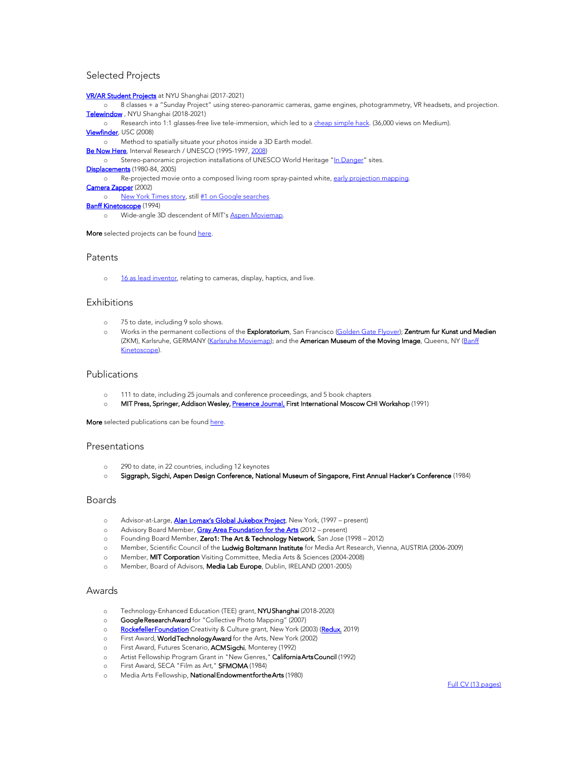## Selected Projects

**VR/AR Student Projects** at NYU Shanghai (2017-2021)

- 8 classes + a "Sunday Project" using stereo-panoramic cameras, game engines, photogrammetry, VR headsets, and projection.

**Telewindow** , NYU Shanghai (2018-2021)

- Research into 1:1 glasses-free live tele-immersion, which led to a cheap simple hack. (36,000 views on Medium).

**Viewfinder**, USC (2008)

- Method to spatially situate your photos inside a 3D Earth model.

**Be Now Here**, Interval Research / UNESCO (1995-1997, 2008)

- Stereo-panoramic projection installations of UNESCO World Heritage "In Danger" sites.

**Displacements** (1980-84, 2005)

- Re-projected movie onto a composed living room spray-painted white, early projection mapping.

**Camera Zapper** (2002)

- New York Times story, still #1 on Google searches.

**Banff Kinetoscope** (1994)

- Wide-angle 3D descendent of MIT's Aspen Moviemap.

**More** selected projects can be found here.

## Patents

- 16 as lead inventor, relating to cameras, display, haptics, and live.

## Exhibitions

- 75 to date, including 9 solo shows.
- Works in the permanent collections of the **Exploratorium**, San Francisco (Golden Gate Flyover); **Zentrum fur Kunst und Medien** (ZKM), Karlsruhe, GERMANY (Karlsruhe Moviemap); and the **American Museum of the Moving Image**, Queens, NY (Banff Kinetoscope).

## Publications

- 111 to date, including 25 journals and conference proceedings, and 5 book chapters
- **MIT Press, Springer, Addison Wesley, Presence Journal, First International Moscow CHI Workshop** (1991)

**More** selected publications can be found here.

## Presentations

- 290 to date, in 22 countries, including 12 keynotes
- **Siggraph, Sigchi, Aspen Design Conference, National Museum of Singapore, First Annual Hacker's Conference** (1984)

## Boards

- Advisor-at-Large, **Alan Lomax's Global Jukebox Project**, New York, (1997 – present)
- Advisory Board Member, **Gray Area Foundation for the Arts** (2012 – present)
- Founding Board Member, **Zero1: The Art & Technology Network**, San Jose (1998 – 2012)
- Member, Scientific Council of the **Ludwig Boltzmann Institute** for Media Art Research, Vienna, AUSTRIA (2006-2009)
- Member, **MIT Corporation** Visiting Committee, Media Arts & Sciences (2004-2008)
- Member, Board of Advisors, **Media Lab Europe**, Dublin, IRELAND (2001-2005)

## Awards

- Technology-Enhanced Education (TEE) grant, **NYU Shanghai** (2018-2020)
- **Google Research Award** for "Collective Photo Mapping" (2007)
- **Rockefeller Foundation** Creativity & Culture grant, New York (2003) (Redux, 2019)
- First Award, **World Technology Award** for the Arts, New York (2002)
- First Award, Futures Scenario, **ACM Sigchi**, Monterey (1992)
- Artist Fellowship Program Grant in "New Genres," **California Arts Council** (1992)
- First Award, SECA "Film as Art," **SFMOMA** (1984)
- Media Arts Fellowship, **National Endowment for the Arts** (1980)

Full CV (13 pages)